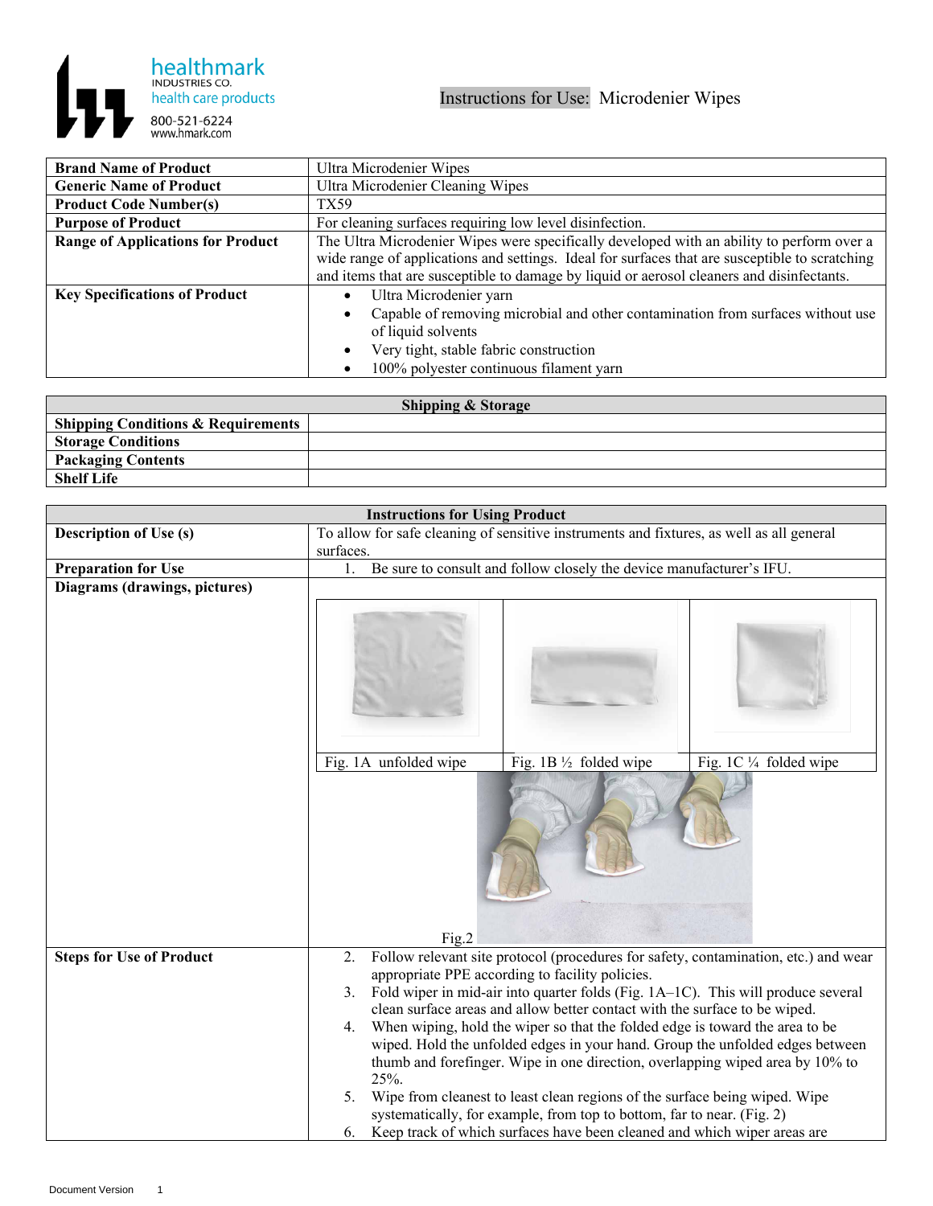healthmark
INDUSTRIES CO.
health care products
800-521-6224
www.hmark.com

# Instructions for Use: Microdenier Wipes

| | |
|---|---|
| **Brand Name of Product** | Ultra Microdenier Wipes |
| **Generic Name of Product** | Ultra Microdenier Cleaning Wipes |
| **Product Code Number(s)** | TX59 |
| **Purpose of Product** | For cleaning surfaces requiring low level disinfection. |
| **Range of Applications for Product** | The Ultra Microdenier Wipes were specifically developed with an ability to perform over a wide range of applications and settings. Ideal for surfaces that are susceptible to scratching and items that are susceptible to damage by liquid or aerosol cleaners and disinfectants. |
| **Key Specifications of Product** | • Ultra Microdenier yarn<br>• Capable of removing microbial and other contamination from surfaces without use of liquid solvents<br>• Very tight, stable fabric construction<br>• 100% polyester continuous filament yarn |

| **Shipping & Storage** | |
|---|---|
| **Shipping Conditions & Requirements** | |
| **Storage Conditions** | |
| **Packaging Contents** | |
| **Shelf Life** | |

| **Instructions for Using Product** | |
|---|---|
| **Description of Use (s)** | To allow for safe cleaning of sensitive instruments and fixtures, as well as all general surfaces. |
| **Preparation for Use** | 1. Be sure to consult and follow closely the device manufacturer's IFU. |
| **Diagrams (drawings, pictures)** | Fig. 1A unfolded wipe; Fig. 1B ½ folded wipe; Fig. 1C ¼ folded wipe; Fig.2 |
| **Steps for Use of Product** | 2. Follow relevant site protocol (procedures for safety, contamination, etc.) and wear appropriate PPE according to facility policies.<br>3. Fold wiper in mid-air into quarter folds (Fig. 1A–1C). This will produce several clean surface areas and allow better contact with the surface to be wiped.<br>4. When wiping, hold the wiper so that the folded edge is toward the area to be wiped. Hold the unfolded edges in your hand. Group the unfolded edges between thumb and forefinger. Wipe in one direction, overlapping wiped area by 10% to 25%.<br>5. Wipe from cleanest to least clean regions of the surface being wiped. Wipe systematically, for example, from top to bottom, far to near. (Fig. 2)<br>6. Keep track of which surfaces have been cleaned and which wiper areas are |

Document Version 1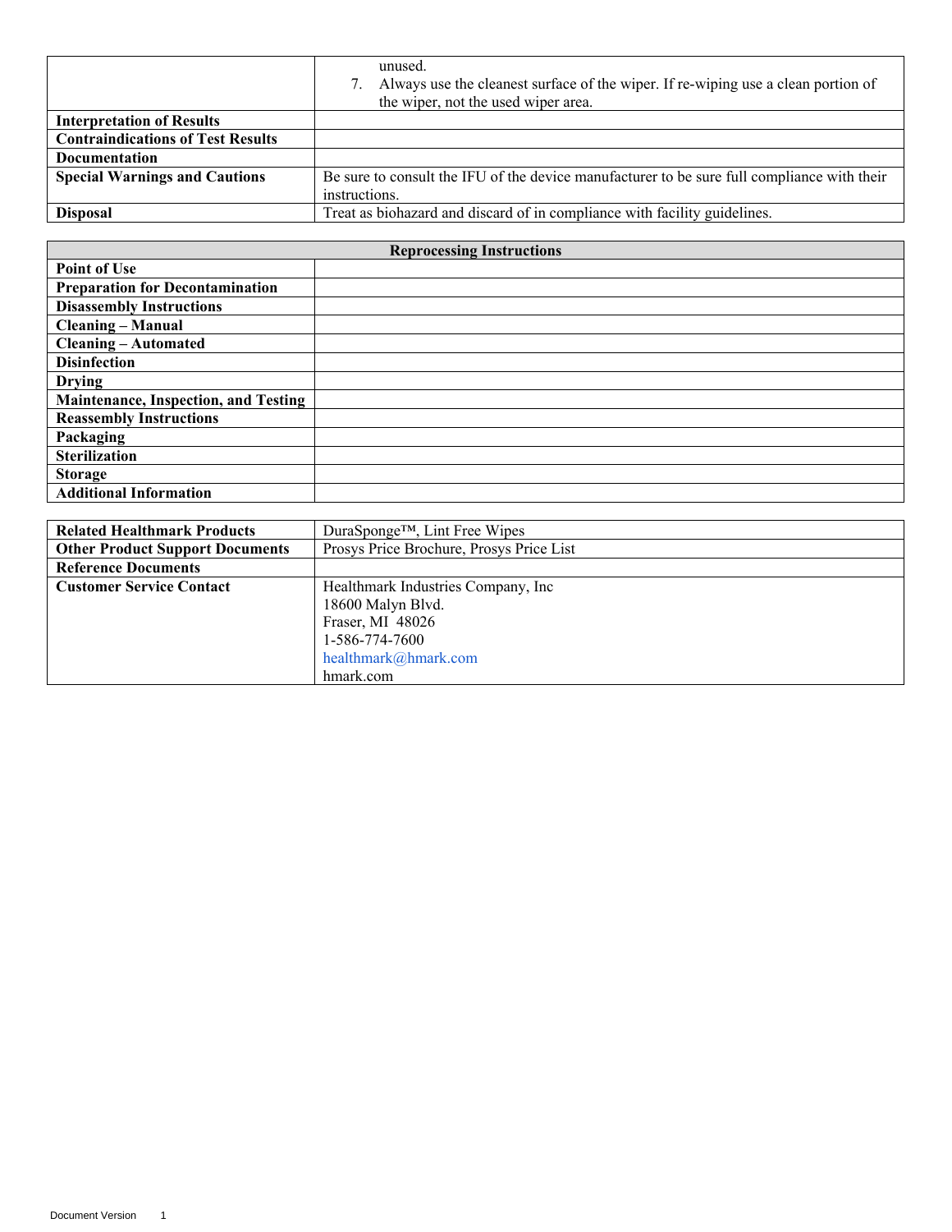| | |
|---|---|
| | unused.<br>7. Always use the cleanest surface of the wiper. If re-wiping use a clean portion of the wiper, not the used wiper area. |
| **Interpretation of Results** | |
| **Contraindications of Test Results** | |
| **Documentation** | |
| **Special Warnings and Cautions** | Be sure to consult the IFU of the device manufacturer to be sure full compliance with their instructions. |
| **Disposal** | Treat as biohazard and discard of in compliance with facility guidelines. |

| **Reprocessing Instructions** | |
|---|---|
| **Point of Use** | |
| **Preparation for Decontamination** | |
| **Disassembly Instructions** | |
| **Cleaning – Manual** | |
| **Cleaning – Automated** | |
| **Disinfection** | |
| **Drying** | |
| **Maintenance, Inspection, and Testing** | |
| **Reassembly Instructions** | |
| **Packaging** | |
| **Sterilization** | |
| **Storage** | |
| **Additional Information** | |

| | |
|---|---|
| **Related Healthmark Products** | DuraSponge™, Lint Free Wipes |
| **Other Product Support Documents** | Prosys Price Brochure, Prosys Price List |
| **Reference Documents** | |
| **Customer Service Contact** | Healthmark Industries Company, Inc<br>18600 Malyn Blvd.<br>Fraser, MI 48026<br>1-586-774-7600<br>healthmark@hmark.com<br>hmark.com |

Document Version 1